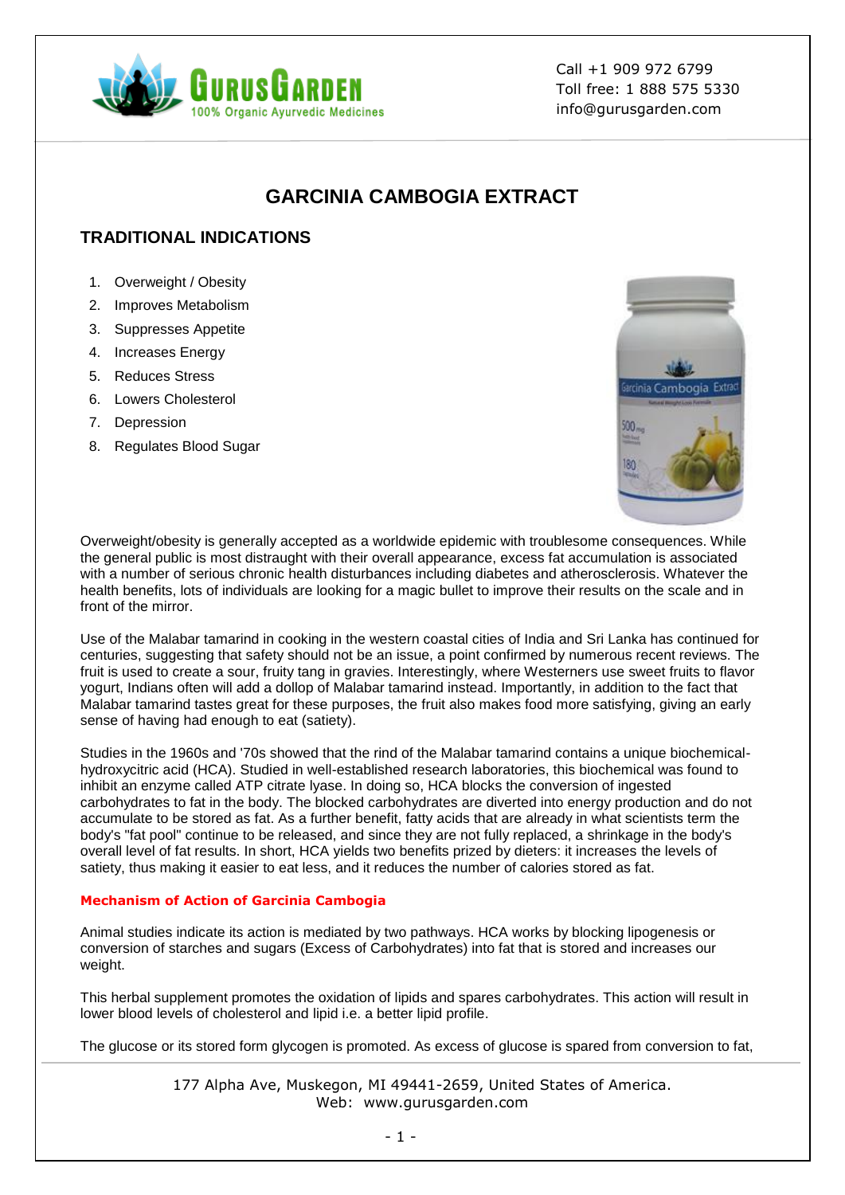# GARCINIA CAMBOGIA EXTRACT

## TRADITIONAL INDICATIONS

1. Overweight / Obesity
2. Improves Metabolism
3. Suppresses Appetite
4. Increases Energy
5. Reduces Stress
6. Lowers Cholesterol
7. Depression
8. Regulates Blood Sugar

Overweight/obesity is generally accepted as a worldwide epidemic with troublesome consequences. While the general public is most distraught with their overall appearance, excess fat accumulation is associated with a number of serious chronic health disturbances including diabetes and atherosclerosis. Whatever the health benefits, lots of individuals are looking for a magic bullet to improve their results on the scale and in front of the mirror.

Use of the Malabar tamarind in cooking in the western coastal cities of India and Sri Lanka has continued for centuries, suggesting that safety should not be an issue, a point confirmed by numerous recent reviews. The fruit is used to create a sour, fruity tang in gravies. Interestingly, where Westerners use sweet fruits to flavor yogurt, Indians often will add a dollop of Malabar tamarind instead. Importantly, in addition to the fact that Malabar tamarind tastes great for these purposes, the fruit also makes food more satisfying, giving an early sense of having had enough to eat (satiety).

Studies in the 1960s and '70s showed that the rind of the Malabar tamarind contains a unique biochemical-hydroxycitric acid (HCA). Studied in well-established research laboratories, this biochemical was found to inhibit an enzyme called ATP citrate lyase. In doing so, HCA blocks the conversion of ingested carbohydrates to fat in the body. The blocked carbohydrates are diverted into energy production and do not accumulate to be stored as fat. As a further benefit, fatty acids that are already in what scientists term the body's "fat pool" continue to be released, and since they are not fully replaced, a shrinkage in the body's overall level of fat results. In short, HCA yields two benefits prized by dieters: it increases the levels of satiety, thus making it easier to eat less, and it reduces the number of calories stored as fat.

**Mechanism of Action of Garcinia Cambogia**

Animal studies indicate its action is mediated by two pathways. HCA works by blocking lipogenesis or conversion of starches and sugars (Excess of Carbohydrates) into fat that is stored and increases our weight.

This herbal supplement promotes the oxidation of lipids and spares carbohydrates. This action will result in lower blood levels of cholesterol and lipid i.e. a better lipid profile.

The glucose or its stored form glycogen is promoted. As excess of glucose is spared from conversion to fat,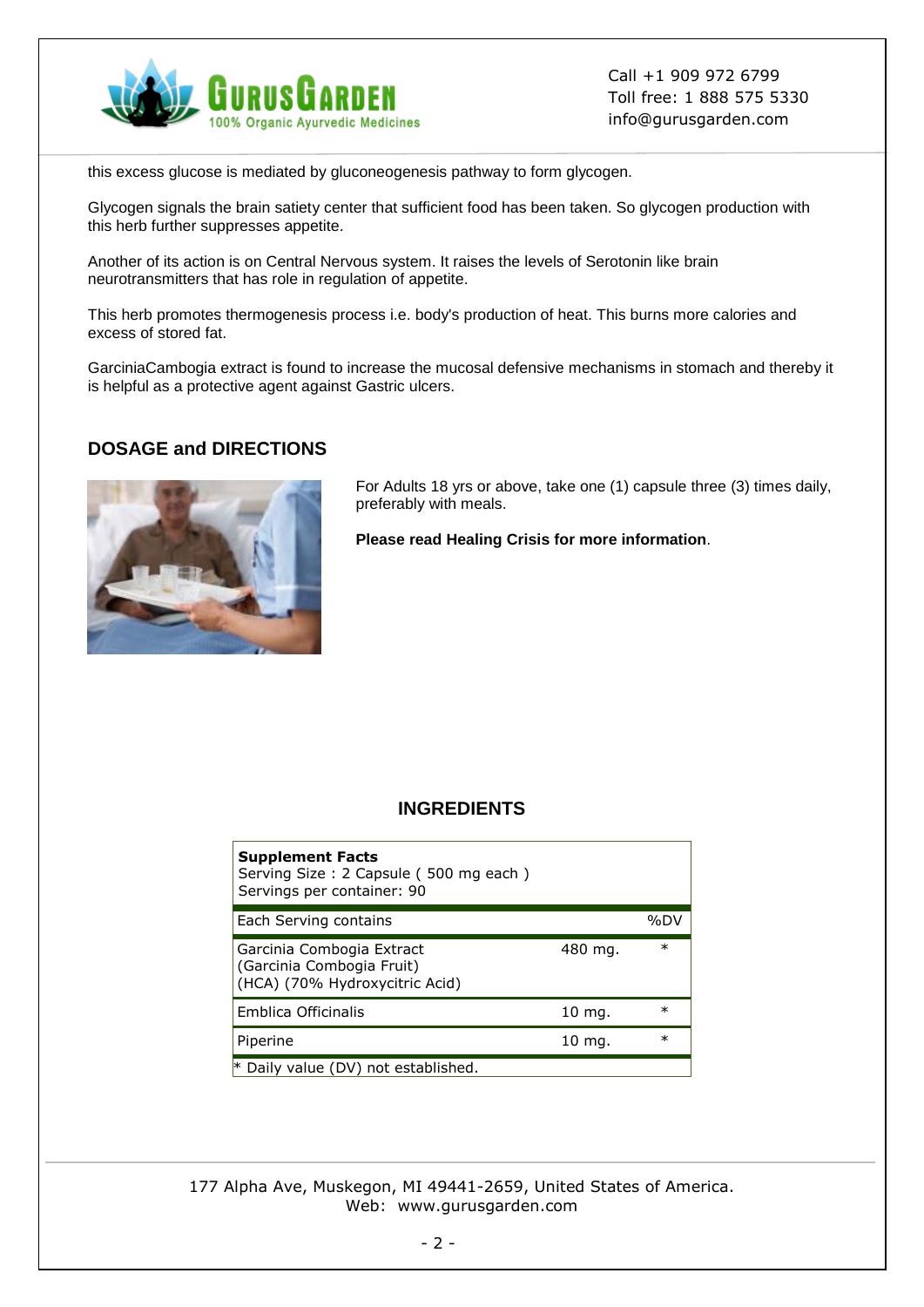this excess glucose is mediated by gluconeogenesis pathway to form glycogen.

Glycogen signals the brain satiety center that sufficient food has been taken. So glycogen production with this herb further suppresses appetite.

Another of its action is on Central Nervous system. It raises the levels of Serotonin like brain neurotransmitters that has role in regulation of appetite.

This herb promotes thermogenesis process i.e. body's production of heat. This burns more calories and excess of stored fat.

GarciniaCambogia extract is found to increase the mucosal defensive mechanisms in stomach and thereby it is helpful as a protective agent against Gastric ulcers.

## DOSAGE and DIRECTIONS

For Adults 18 yrs or above, take one (1) capsule three (3) times daily, preferably with meals.

**Please read Healing Crisis for more information**.

## INGREDIENTS

**Supplement Facts**
Serving Size : 2 Capsule ( 500 mg each )
Servings per container: 90

| Each Serving contains | | %DV |
|---|---|---|
| Garcinia Combogia Extract (Garcinia Combogia Fruit) (HCA) (70% Hydroxycitric Acid) | 480 mg. | * |
| Emblica Officinalis | 10 mg. | * |
| Piperine | 10 mg. | * |

* Daily value (DV) not established.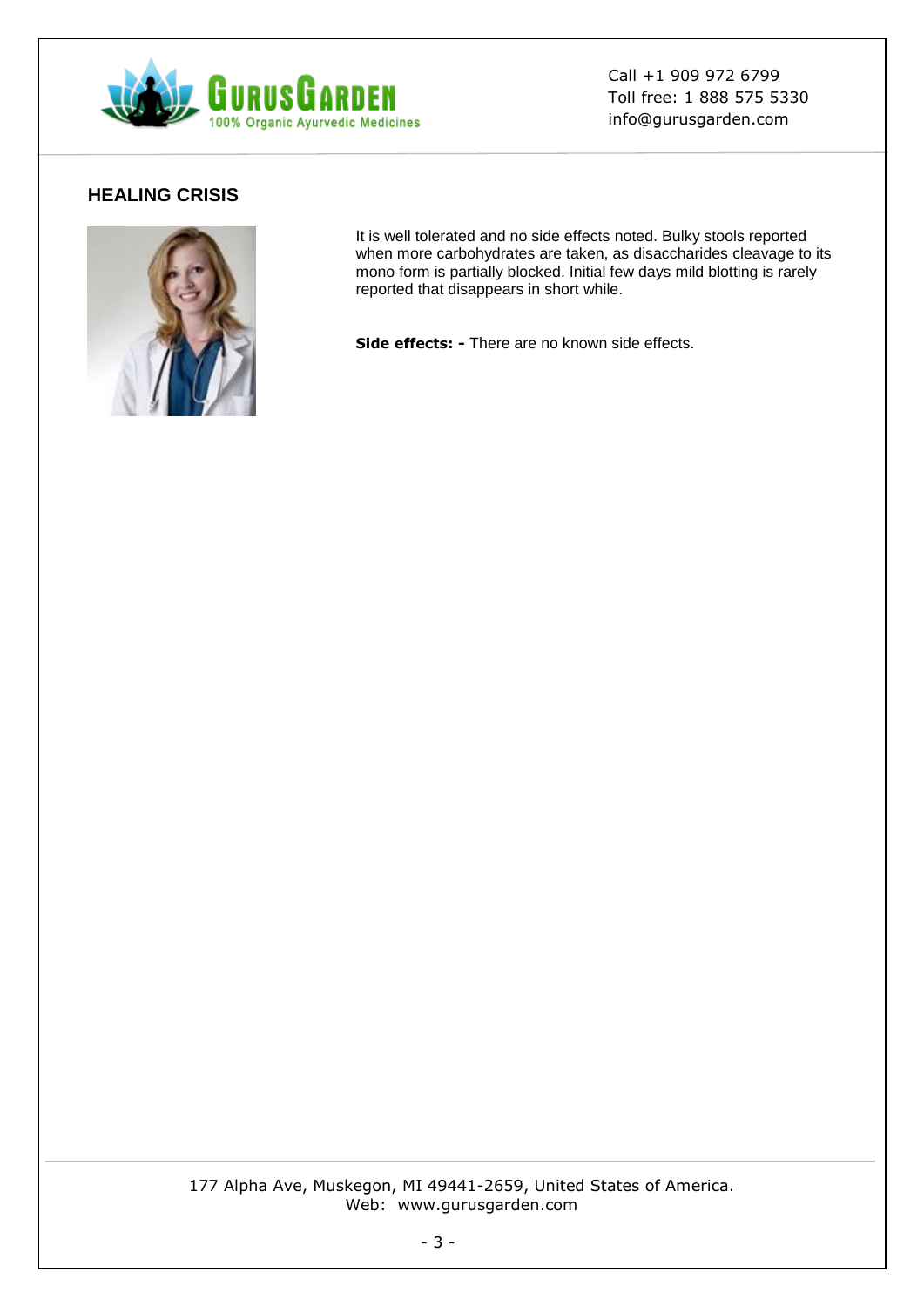## HEALING CRISIS

It is well tolerated and no side effects noted. Bulky stools reported when more carbohydrates are taken, as disaccharides cleavage to its mono form is partially blocked. Initial few days mild blotting is rarely reported that disappears in short while.

**Side effects: -** There are no known side effects.